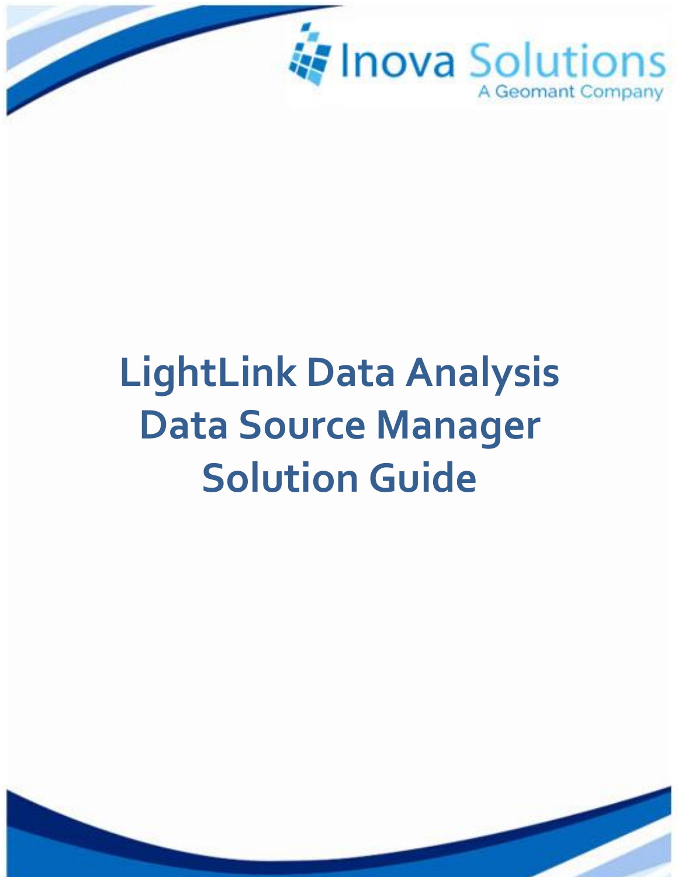Inova Solutions

A Geomant Company

# LightLink Data Analysis Data Source Manager Solution Guide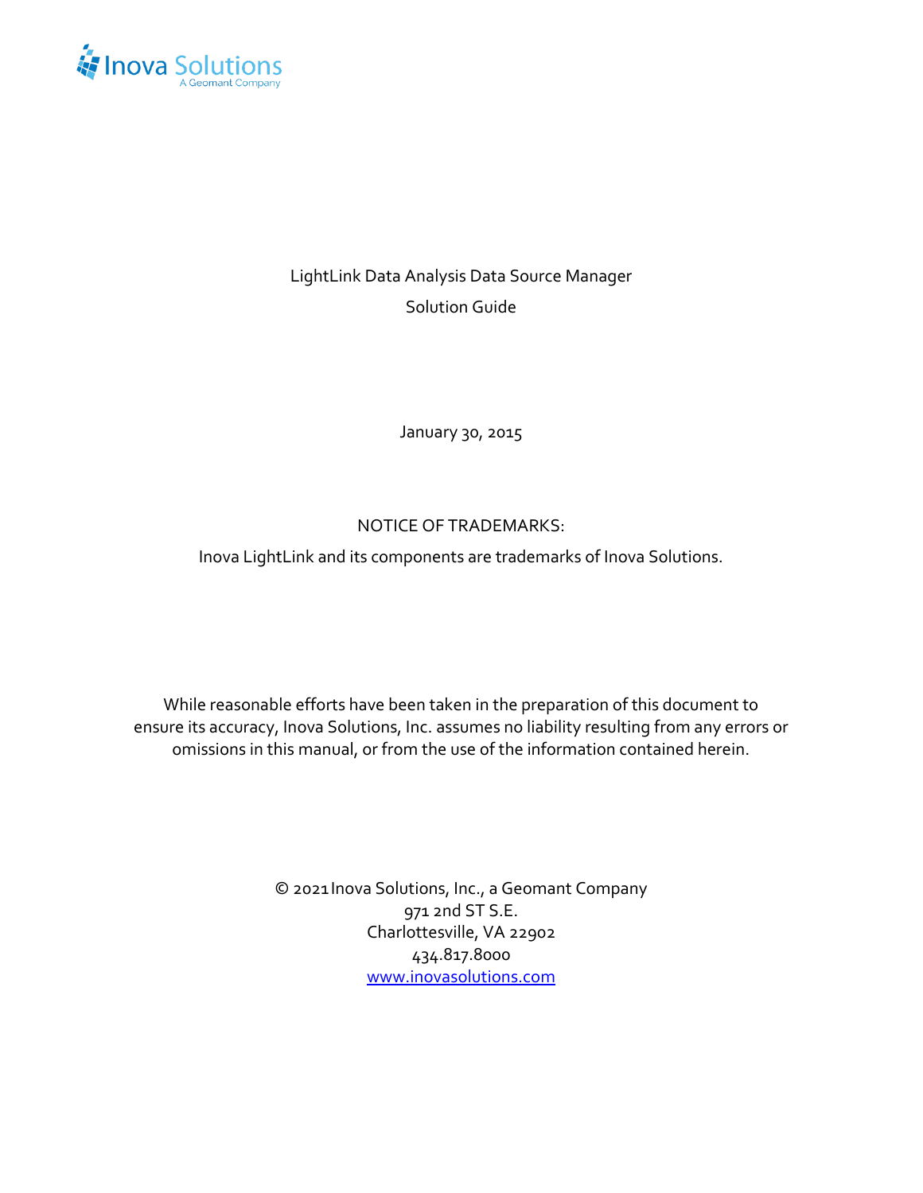LightLink Data Analysis Data Source Manager

Solution Guide

January 30, 2015

NOTICE OF TRADEMARKS:

Inova LightLink and its components are trademarks of Inova Solutions.

While reasonable efforts have been taken in the preparation of this document to ensure its accuracy, Inova Solutions, Inc. assumes no liability resulting from any errors or omissions in this manual, or from the use of the information contained herein.

© 2021 Inova Solutions, Inc., a Geomant Company
971 2nd ST S.E.
Charlottesville, VA 22902
434.817.8000
[www.inovasolutions.com](http://www.inovasolutions.com)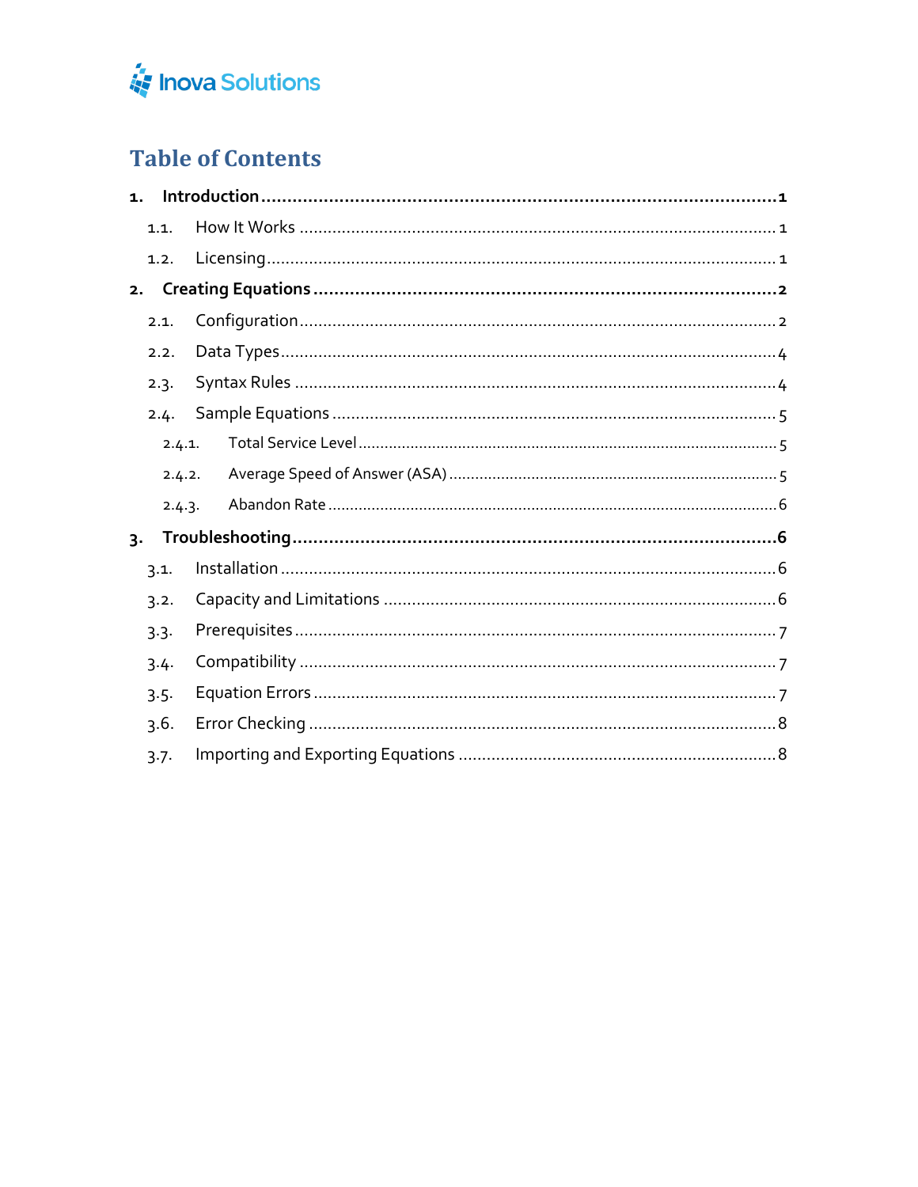# Table of Contents

1. **Introduction** ..... 1
   - 1.1. How It Works ..... 1
   - 1.2. Licensing ..... 1
2. **Creating Equations** ..... 2
   - 2.1. Configuration ..... 2
   - 2.2. Data Types ..... 4
   - 2.3. Syntax Rules ..... 4
   - 2.4. Sample Equations ..... 5
     - 2.4.1. Total Service Level ..... 5
     - 2.4.2. Average Speed of Answer (ASA) ..... 5
     - 2.4.3. Abandon Rate ..... 6
3. **Troubleshooting** ..... 6
   - 3.1. Installation ..... 6
   - 3.2. Capacity and Limitations ..... 6
   - 3.3. Prerequisites ..... 7
   - 3.4. Compatibility ..... 7
   - 3.5. Equation Errors ..... 7
   - 3.6. Error Checking ..... 8
   - 3.7. Importing and Exporting Equations ..... 8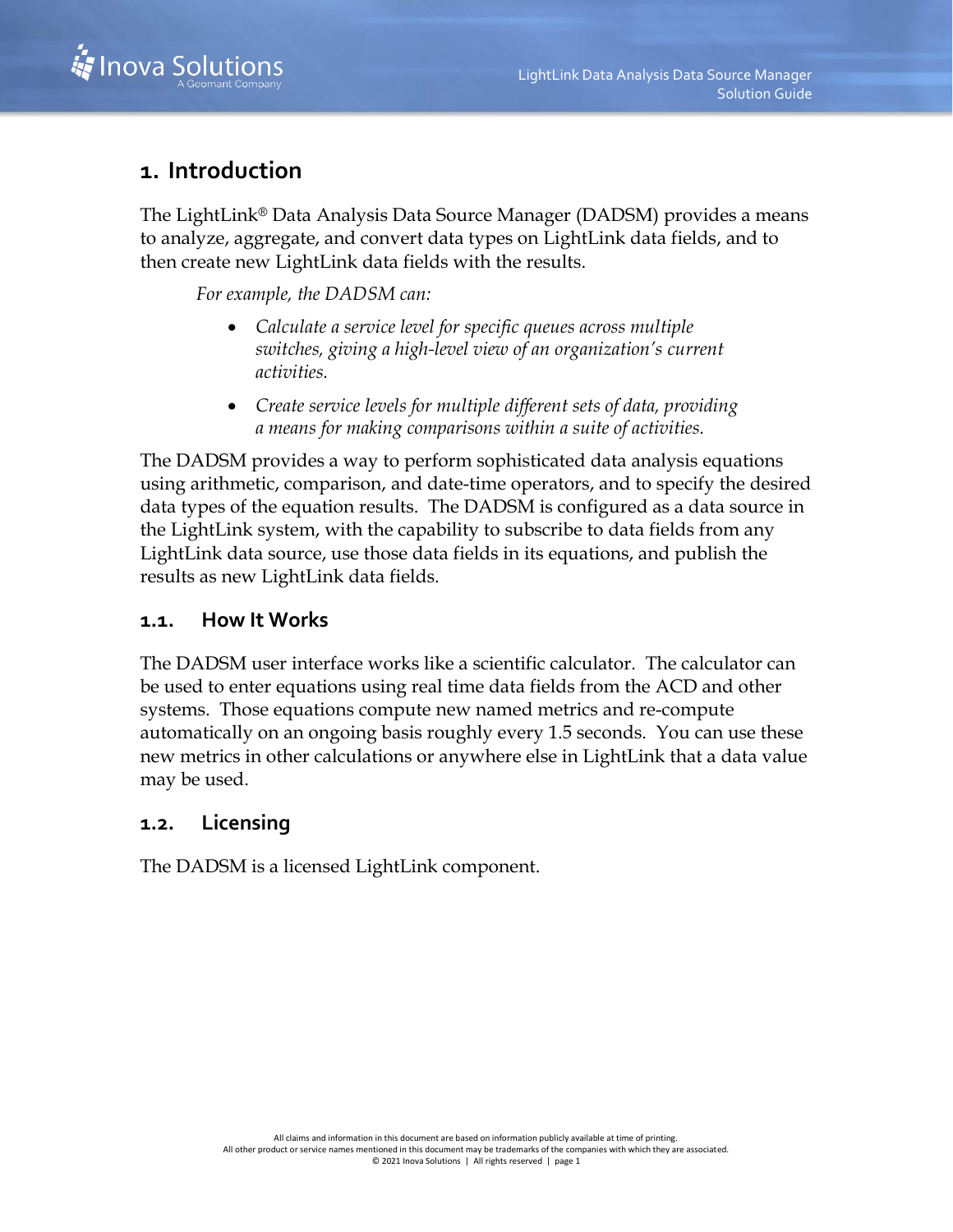# 1. Introduction

The LightLink® Data Analysis Data Source Manager (DADSM) provides a means to analyze, aggregate, and convert data types on LightLink data fields, and to then create new LightLink data fields with the results.

*For example, the DADSM can:*

- *Calculate a service level for specific queues across multiple switches, giving a high-level view of an organization's current activities.*
- *Create service levels for multiple different sets of data, providing a means for making comparisons within a suite of activities.*

The DADSM provides a way to perform sophisticated data analysis equations using arithmetic, comparison, and date-time operators, and to specify the desired data types of the equation results. The DADSM is configured as a data source in the LightLink system, with the capability to subscribe to data fields from any LightLink data source, use those data fields in its equations, and publish the results as new LightLink data fields.

## 1.1. How It Works

The DADSM user interface works like a scientific calculator. The calculator can be used to enter equations using real time data fields from the ACD and other systems. Those equations compute new named metrics and re-compute automatically on an ongoing basis roughly every 1.5 seconds. You can use these new metrics in other calculations or anywhere else in LightLink that a data value may be used.

## 1.2. Licensing

The DADSM is a licensed LightLink component.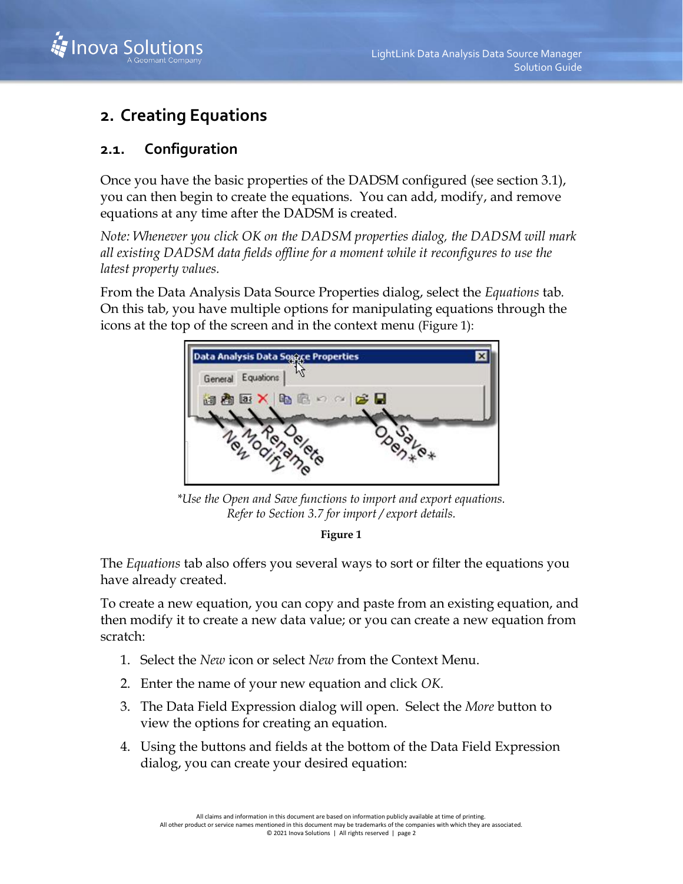# 2. Creating Equations

## 2.1. Configuration

Once you have the basic properties of the DADSM configured (see section 3.1), you can then begin to create the equations. You can add, modify, and remove equations at any time after the DADSM is created.

*Note: Whenever you click OK on the DADSM properties dialog, the DADSM will mark all existing DADSM data fields offline for a moment while it reconfigures to use the latest property values.*

From the Data Analysis Data Source Properties dialog, select the *Equations* tab. On this tab, you have multiple options for manipulating equations through the icons at the top of the screen and in the context menu (Figure 1):

*\*Use the Open and Save functions to import and export equations. Refer to Section 3.7 for import / export details.*

**Figure 1**

The *Equations* tab also offers you several ways to sort or filter the equations you have already created.

To create a new equation, you can copy and paste from an existing equation, and then modify it to create a new data value; or you can create a new equation from scratch:

1. Select the *New* icon or select *New* from the Context Menu.
2. Enter the name of your new equation and click *OK*.
3. The Data Field Expression dialog will open. Select the *More* button to view the options for creating an equation.
4. Using the buttons and fields at the bottom of the Data Field Expression dialog, you can create your desired equation: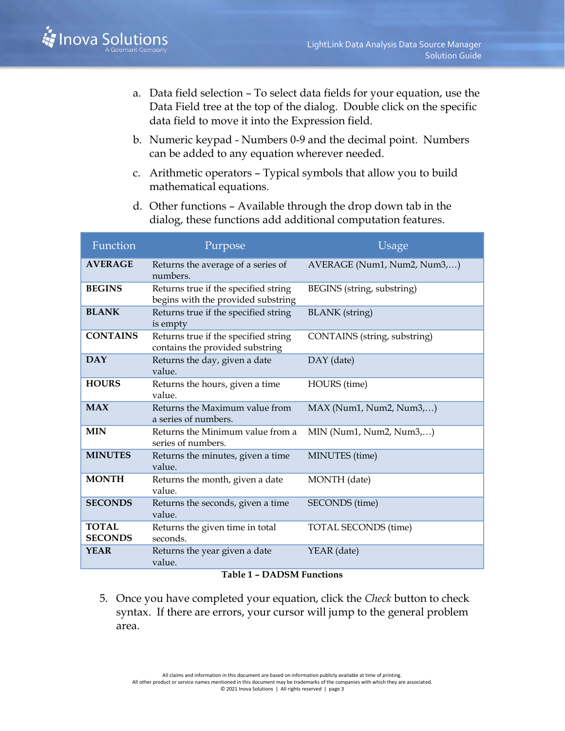a. Data field selection – To select data fields for your equation, use the Data Field tree at the top of the dialog. Double click on the specific data field to move it into the Expression field.

b. Numeric keypad - Numbers 0-9 and the decimal point. Numbers can be added to any equation wherever needed.

c. Arithmetic operators – Typical symbols that allow you to build mathematical equations.

d. Other functions – Available through the drop down tab in the dialog, these functions add additional computation features.

| Function | Purpose | Usage |
|---|---|---|
| **AVERAGE** | Returns the average of a series of numbers. | AVERAGE (Num1, Num2, Num3,…) |
| **BEGINS** | Returns true if the specified string begins with the provided substring | BEGINS (string, substring) |
| **BLANK** | Returns true if the specified string is empty | BLANK (string) |
| **CONTAINS** | Returns true if the specified string contains the provided substring | CONTAINS (string, substring) |
| **DAY** | Returns the day, given a date value. | DAY (date) |
| **HOURS** | Returns the hours, given a time value. | HOURS (time) |
| **MAX** | Returns the Maximum value from a series of numbers. | MAX (Num1, Num2, Num3,…) |
| **MIN** | Returns the Minimum value from a series of numbers. | MIN (Num1, Num2, Num3,…) |
| **MINUTES** | Returns the minutes, given a time value. | MINUTES (time) |
| **MONTH** | Returns the month, given a date value. | MONTH (date) |
| **SECONDS** | Returns the seconds, given a time value. | SECONDS (time) |
| **TOTAL SECONDS** | Returns the given time in total seconds. | TOTAL SECONDS (time) |
| **YEAR** | Returns the year given a date value. | YEAR (date) |

**Table 1 – DADSM Functions**

5. Once you have completed your equation, click the *Check* button to check syntax. If there are errors, your cursor will jump to the general problem area.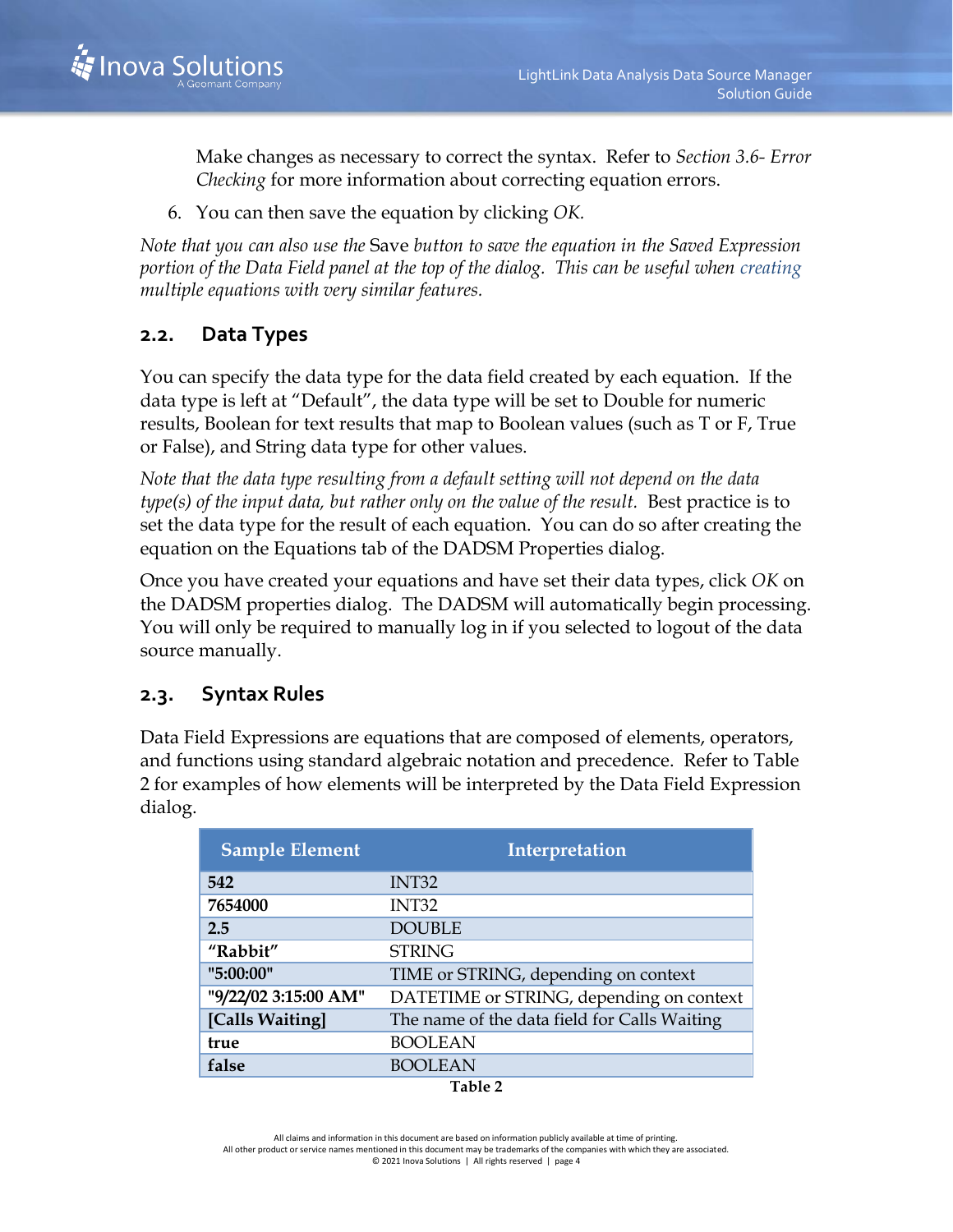Make changes as necessary to correct the syntax. Refer to *Section 3.6- Error Checking* for more information about correcting equation errors.

6. You can then save the equation by clicking *OK.*

*Note that you can also use the* Save *button to save the equation in the Saved Expression portion of the Data Field panel at the top of the dialog. This can be useful when creating multiple equations with very similar features.*

## 2.2. Data Types

You can specify the data type for the data field created by each equation. If the data type is left at “Default”, the data type will be set to Double for numeric results, Boolean for text results that map to Boolean values (such as T or F, True or False), and String data type for other values.

*Note that the data type resulting from a default setting will not depend on the data type(s) of the input data, but rather only on the value of the result.* Best practice is to set the data type for the result of each equation. You can do so after creating the equation on the Equations tab of the DADSM Properties dialog.

Once you have created your equations and have set their data types, click *OK* on the DADSM properties dialog. The DADSM will automatically begin processing. You will only be required to manually log in if you selected to logout of the data source manually.

## 2.3. Syntax Rules

Data Field Expressions are equations that are composed of elements, operators, and functions using standard algebraic notation and precedence. Refer to Table 2 for examples of how elements will be interpreted by the Data Field Expression dialog.

| Sample Element | Interpretation |
|---|---|
| **542** | INT32 |
| **7654000** | INT32 |
| **2.5** | DOUBLE |
| **“Rabbit”** | STRING |
| **"5:00:00"** | TIME or STRING, depending on context |
| **"9/22/02 3:15:00 AM"** | DATETIME or STRING, depending on context |
| **[Calls Waiting]** | The name of the data field for Calls Waiting |
| **true** | BOOLEAN |
| **false** | BOOLEAN |

**Table 2**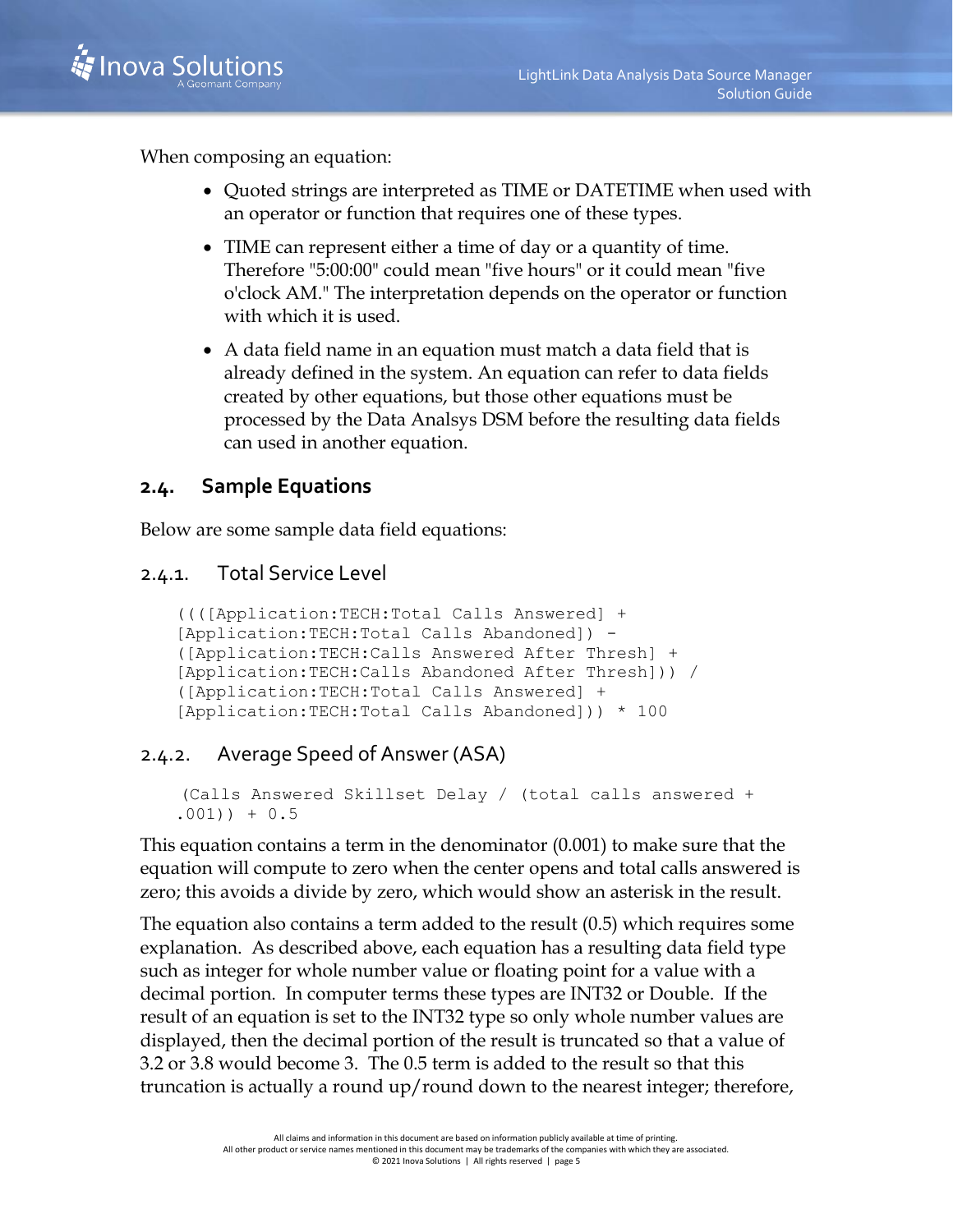When composing an equation:

- Quoted strings are interpreted as TIME or DATETIME when used with an operator or function that requires one of these types.
- TIME can represent either a time of day or a quantity of time. Therefore "5:00:00" could mean "five hours" or it could mean "five o'clock AM." The interpretation depends on the operator or function with which it is used.
- A data field name in an equation must match a data field that is already defined in the system. An equation can refer to data fields created by other equations, but those other equations must be processed by the Data Analsys DSM before the resulting data fields can used in another equation.

## 2.4. Sample Equations

Below are some sample data field equations:

### 2.4.1. Total Service Level

```
((([Application:TECH:Total Calls Answered] +
[Application:TECH:Total Calls Abandoned]) -
([Application:TECH:Calls Answered After Thresh] +
[Application:TECH:Calls Abandoned After Thresh])) /
([Application:TECH:Total Calls Answered] +
[Application:TECH:Total Calls Abandoned])) * 100
```

### 2.4.2. Average Speed of Answer (ASA)

```
(Calls Answered Skillset Delay / (total calls answered +
.001)) + 0.5
```

This equation contains a term in the denominator (0.001) to make sure that the equation will compute to zero when the center opens and total calls answered is zero; this avoids a divide by zero, which would show an asterisk in the result.

The equation also contains a term added to the result (0.5) which requires some explanation. As described above, each equation has a resulting data field type such as integer for whole number value or floating point for a value with a decimal portion. In computer terms these types are INT32 or Double. If the result of an equation is set to the INT32 type so only whole number values are displayed, then the decimal portion of the result is truncated so that a value of 3.2 or 3.8 would become 3. The 0.5 term is added to the result so that this truncation is actually a round up/round down to the nearest integer; therefore,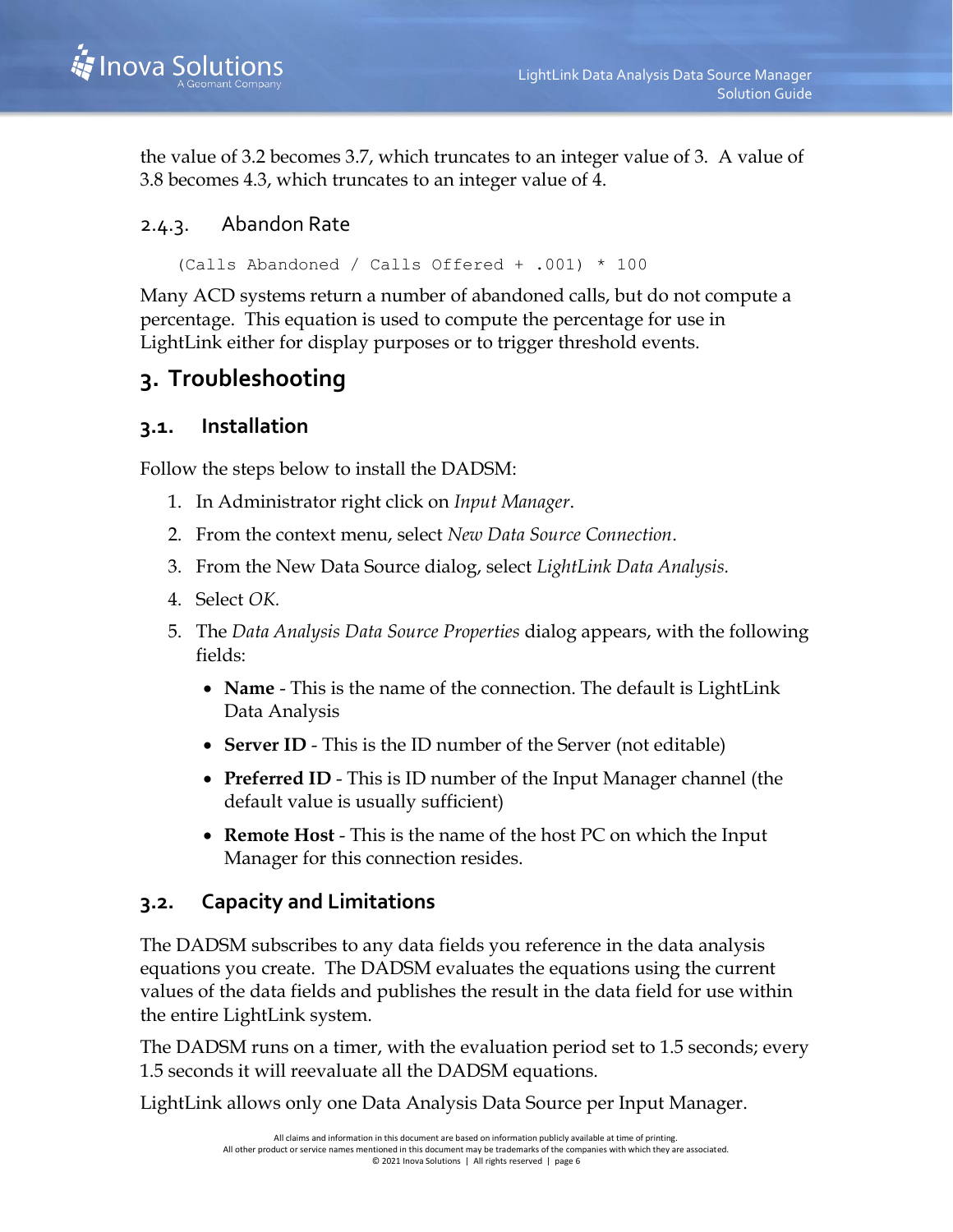the value of 3.2 becomes 3.7, which truncates to an integer value of 3. A value of 3.8 becomes 4.3, which truncates to an integer value of 4.

### 2.4.3. Abandon Rate

```
(Calls Abandoned / Calls Offered + .001) * 100
```

Many ACD systems return a number of abandoned calls, but do not compute a percentage. This equation is used to compute the percentage for use in LightLink either for display purposes or to trigger threshold events.

# 3. Troubleshooting

## 3.1. Installation

Follow the steps below to install the DADSM:

1. In Administrator right click on *Input Manager*.
2. From the context menu, select *New Data Source Connection*.
3. From the New Data Source dialog, select *LightLink Data Analysis.*
4. Select *OK.*
5. The *Data Analysis Data Source Properties* dialog appears, with the following fields:
   - **Name** - This is the name of the connection. The default is LightLink Data Analysis
   - **Server ID** - This is the ID number of the Server (not editable)
   - **Preferred ID** - This is ID number of the Input Manager channel (the default value is usually sufficient)
   - **Remote Host** - This is the name of the host PC on which the Input Manager for this connection resides.

## 3.2. Capacity and Limitations

The DADSM subscribes to any data fields you reference in the data analysis equations you create. The DADSM evaluates the equations using the current values of the data fields and publishes the result in the data field for use within the entire LightLink system.

The DADSM runs on a timer, with the evaluation period set to 1.5 seconds; every 1.5 seconds it will reevaluate all the DADSM equations.

LightLink allows only one Data Analysis Data Source per Input Manager.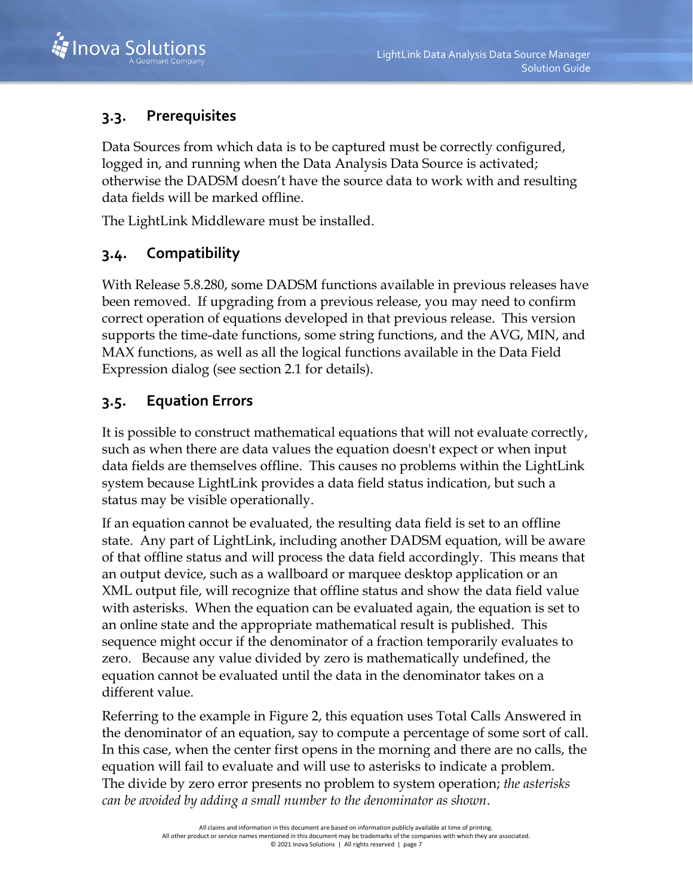## 3.3. Prerequisites

Data Sources from which data is to be captured must be correctly configured, logged in, and running when the Data Analysis Data Source is activated; otherwise the DADSM doesn't have the source data to work with and resulting data fields will be marked offline.

The LightLink Middleware must be installed.

## 3.4. Compatibility

With Release 5.8.280, some DADSM functions available in previous releases have been removed. If upgrading from a previous release, you may need to confirm correct operation of equations developed in that previous release. This version supports the time-date functions, some string functions, and the AVG, MIN, and MAX functions, as well as all the logical functions available in the Data Field Expression dialog (see section 2.1 for details).

## 3.5. Equation Errors

It is possible to construct mathematical equations that will not evaluate correctly, such as when there are data values the equation doesn't expect or when input data fields are themselves offline. This causes no problems within the LightLink system because LightLink provides a data field status indication, but such a status may be visible operationally.

If an equation cannot be evaluated, the resulting data field is set to an offline state. Any part of LightLink, including another DADSM equation, will be aware of that offline status and will process the data field accordingly. This means that an output device, such as a wallboard or marquee desktop application or an XML output file, will recognize that offline status and show the data field value with asterisks. When the equation can be evaluated again, the equation is set to an online state and the appropriate mathematical result is published. This sequence might occur if the denominator of a fraction temporarily evaluates to zero. Because any value divided by zero is mathematically undefined, the equation cannot be evaluated until the data in the denominator takes on a different value.

Referring to the example in Figure 2, this equation uses Total Calls Answered in the denominator of an equation, say to compute a percentage of some sort of call. In this case, when the center first opens in the morning and there are no calls, the equation will fail to evaluate and will use to asterisks to indicate a problem. The divide by zero error presents no problem to system operation; *the asterisks can be avoided by adding a small number to the denominator as shown*.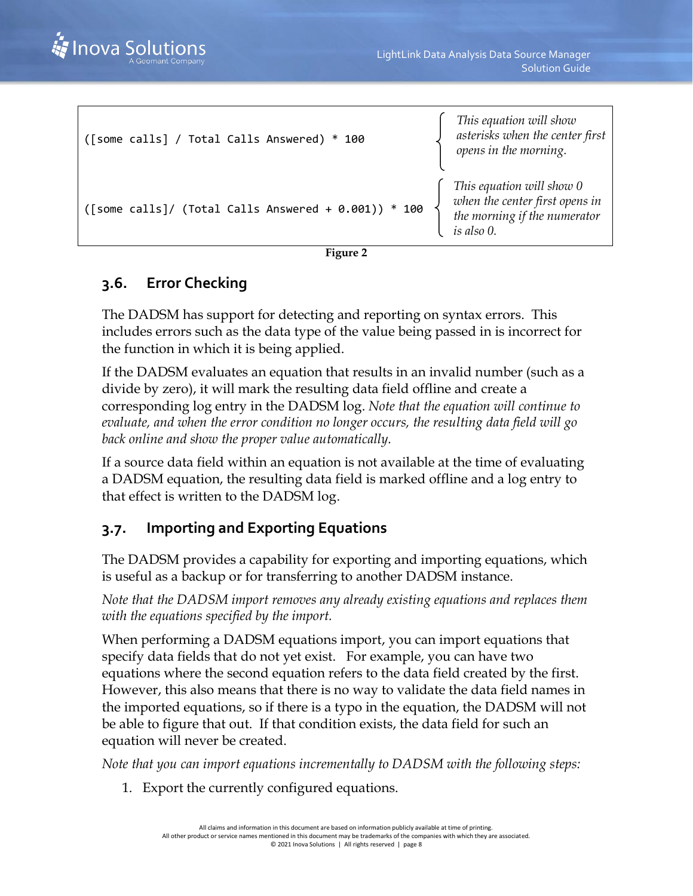| | |
|---|---|
| `([some calls] / Total Calls Answered) * 100` | *This equation will show asterisks when the center first opens in the morning.* |
| `([some calls]/ (Total Calls Answered + 0.001)) * 100` | *This equation will show 0 when the center first opens in the morning if the numerator is also 0.* |

**Figure 2**

## 3.6. Error Checking

The DADSM has support for detecting and reporting on syntax errors. This includes errors such as the data type of the value being passed in is incorrect for the function in which it is being applied.

If the DADSM evaluates an equation that results in an invalid number (such as a divide by zero), it will mark the resulting data field offline and create a corresponding log entry in the DADSM log. *Note that the equation will continue to evaluate, and when the error condition no longer occurs, the resulting data field will go back online and show the proper value automatically.*

If a source data field within an equation is not available at the time of evaluating a DADSM equation, the resulting data field is marked offline and a log entry to that effect is written to the DADSM log.

## 3.7. Importing and Exporting Equations

The DADSM provides a capability for exporting and importing equations, which is useful as a backup or for transferring to another DADSM instance.

*Note that the DADSM import removes any already existing equations and replaces them with the equations specified by the import.*

When performing a DADSM equations import, you can import equations that specify data fields that do not yet exist. For example, you can have two equations where the second equation refers to the data field created by the first. However, this also means that there is no way to validate the data field names in the imported equations, so if there is a typo in the equation, the DADSM will not be able to figure that out. If that condition exists, the data field for such an equation will never be created.

*Note that you can import equations incrementally to DADSM with the following steps:*

1. Export the currently configured equations.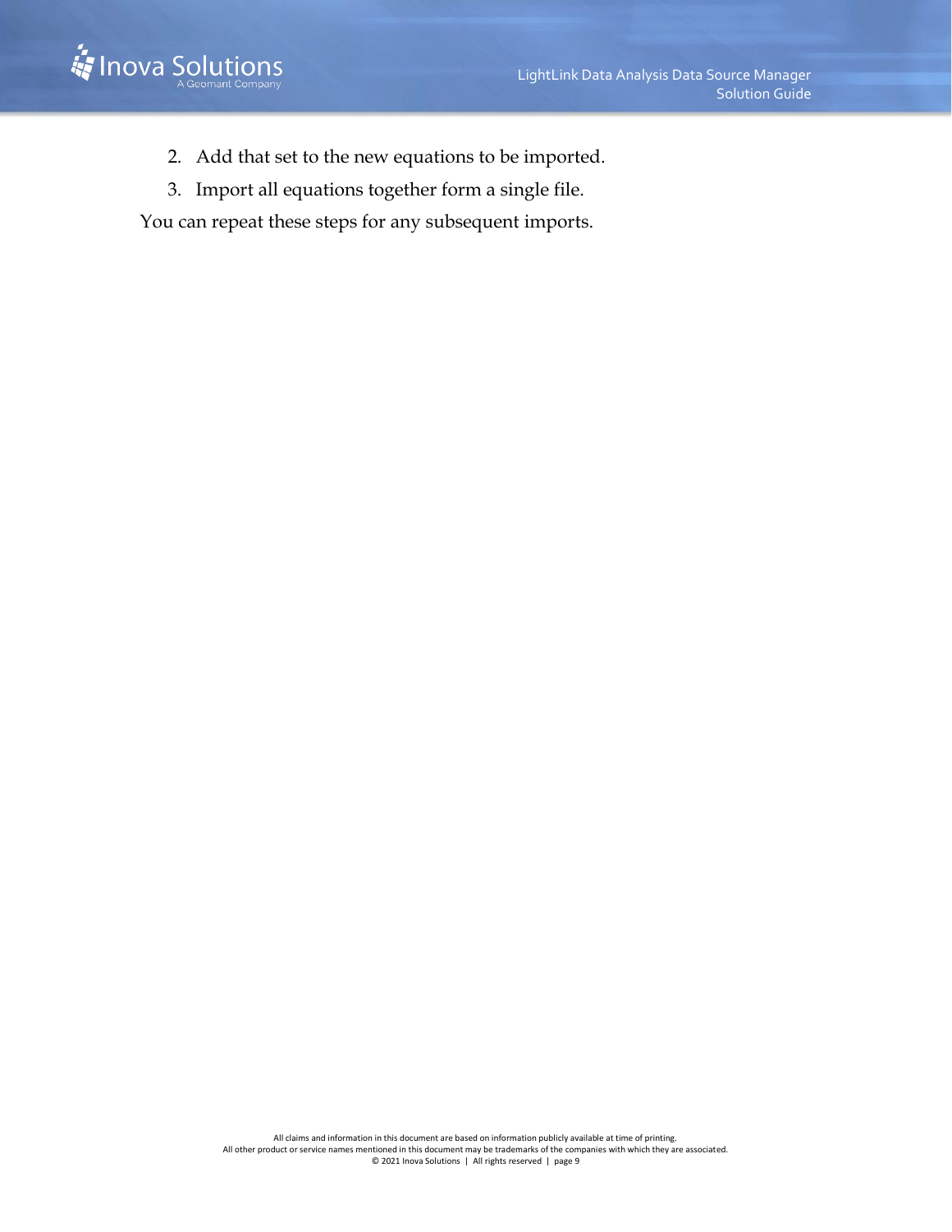2. Add that set to the new equations to be imported.
3. Import all equations together form a single file.

You can repeat these steps for any subsequent imports.